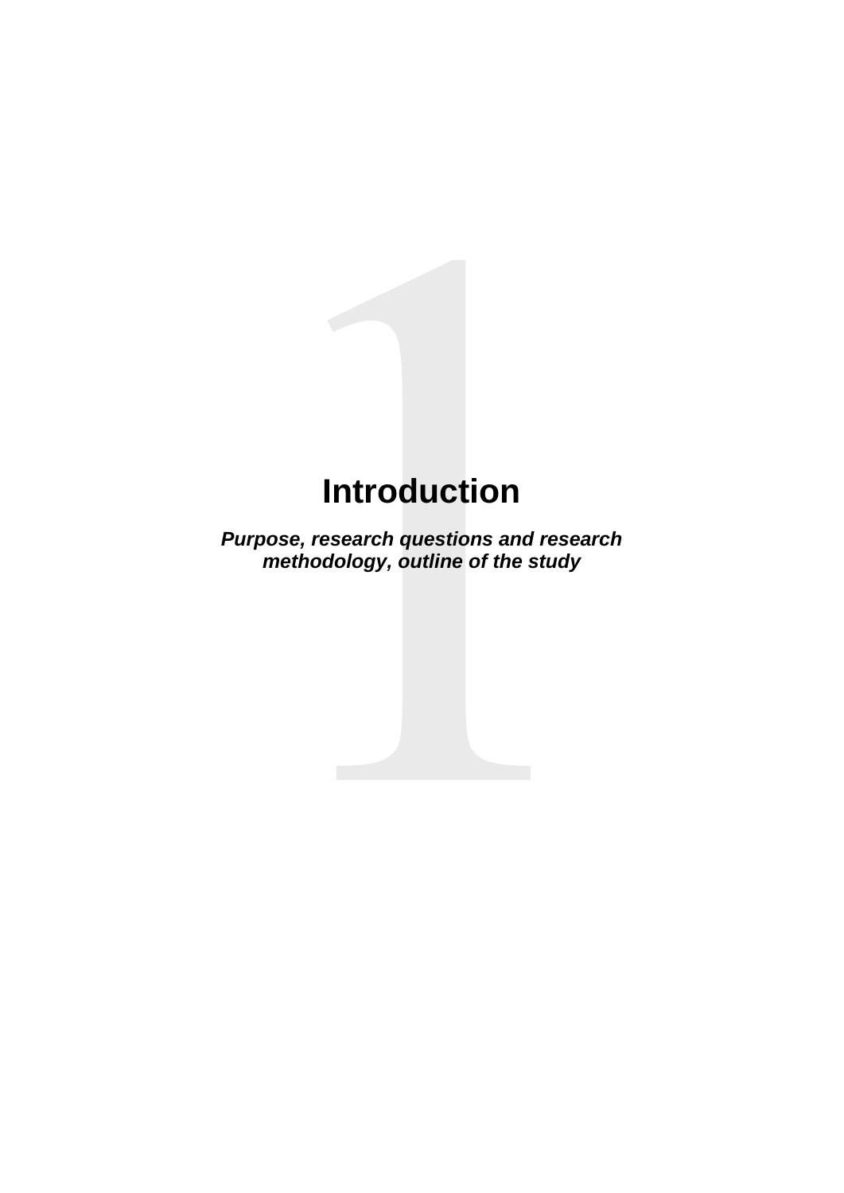# 1

# Introduction

***Purpose, research questions and research methodology, outline of the study***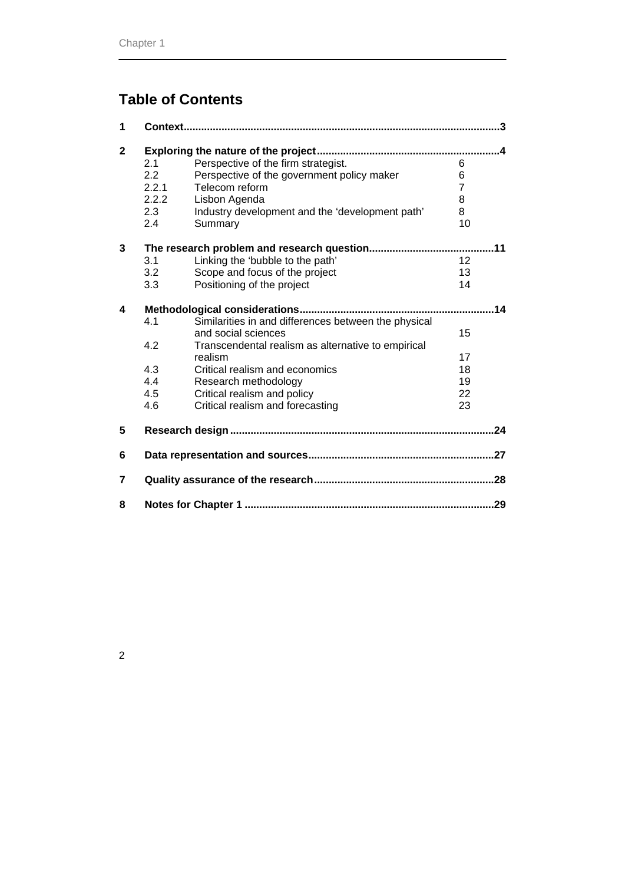## Table of Contents

**1 Context** ..... **3**

**2 Exploring the nature of the project** ..... **4**

- 2.1 Perspective of the firm strategist. ..... 6
- 2.2 Perspective of the government policy maker ..... 6
- 2.2.1 Telecom reform ..... 7
- 2.2.2 Lisbon Agenda ..... 8
- 2.3 Industry development and the 'development path' ..... 8
- 2.4 Summary ..... 10

**3 The research problem and research question** ..... **11**

- 3.1 Linking the 'bubble to the path' ..... 12
- 3.2 Scope and focus of the project ..... 13
- 3.3 Positioning of the project ..... 14

**4 Methodological considerations** ..... **14**

- 4.1 Similarities in and differences between the physical and social sciences ..... 15
- 4.2 Transcendental realism as alternative to empirical realism ..... 17
- 4.3 Critical realism and economics ..... 18
- 4.4 Research methodology ..... 19
- 4.5 Critical realism and policy ..... 22
- 4.6 Critical realism and forecasting ..... 23

**5 Research design** ..... **24**

**6 Data representation and sources** ..... **27**

**7 Quality assurance of the research** ..... **28**

**8 Notes for Chapter 1** ..... **29**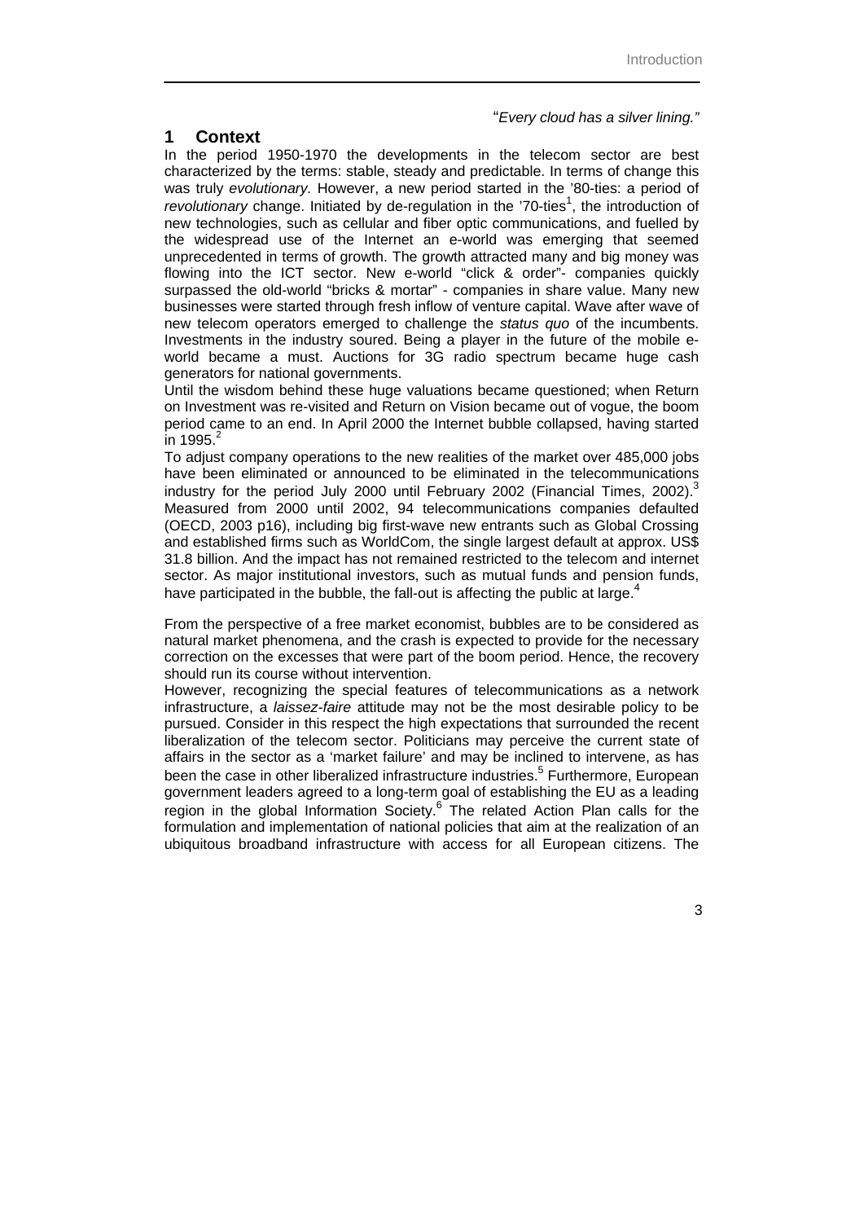*"Every cloud has a silver lining."*

# 1 Context

In the period 1950-1970 the developments in the telecom sector are best characterized by the terms: stable, steady and predictable. In terms of change this was truly *evolutionary.* However, a new period started in the '80-ties: a period of *revolutionary* change. Initiated by de-regulation in the '70-ties[1], the introduction of new technologies, such as cellular and fiber optic communications, and fuelled by the widespread use of the Internet an e-world was emerging that seemed unprecedented in terms of growth. The growth attracted many and big money was flowing into the ICT sector. New e-world "click & order"- companies quickly surpassed the old-world "bricks & mortar" - companies in share value. Many new businesses were started through fresh inflow of venture capital. Wave after wave of new telecom operators emerged to challenge the *status quo* of the incumbents. Investments in the industry soured. Being a player in the future of the mobile e-world became a must. Auctions for 3G radio spectrum became huge cash generators for national governments.

Until the wisdom behind these huge valuations became questioned; when Return on Investment was re-visited and Return on Vision became out of vogue, the boom period came to an end. In April 2000 the Internet bubble collapsed, having started in 1995.[2]

To adjust company operations to the new realities of the market over 485,000 jobs have been eliminated or announced to be eliminated in the telecommunications industry for the period July 2000 until February 2002 (Financial Times, 2002).[3] Measured from 2000 until 2002, 94 telecommunications companies defaulted (OECD, 2003 p16), including big first-wave new entrants such as Global Crossing and established firms such as WorldCom, the single largest default at approx. US$ 31.8 billion. And the impact has not remained restricted to the telecom and internet sector. As major institutional investors, such as mutual funds and pension funds, have participated in the bubble, the fall-out is affecting the public at large.[4]

From the perspective of a free market economist, bubbles are to be considered as natural market phenomena, and the crash is expected to provide for the necessary correction on the excesses that were part of the boom period. Hence, the recovery should run its course without intervention.

However, recognizing the special features of telecommunications as a network infrastructure, a *laissez-faire* attitude may not be the most desirable policy to be pursued. Consider in this respect the high expectations that surrounded the recent liberalization of the telecom sector. Politicians may perceive the current state of affairs in the sector as a 'market failure' and may be inclined to intervene, as has been the case in other liberalized infrastructure industries.[5] Furthermore, European government leaders agreed to a long-term goal of establishing the EU as a leading region in the global Information Society.[6] The related Action Plan calls for the formulation and implementation of national policies that aim at the realization of an ubiquitous broadband infrastructure with access for all European citizens. The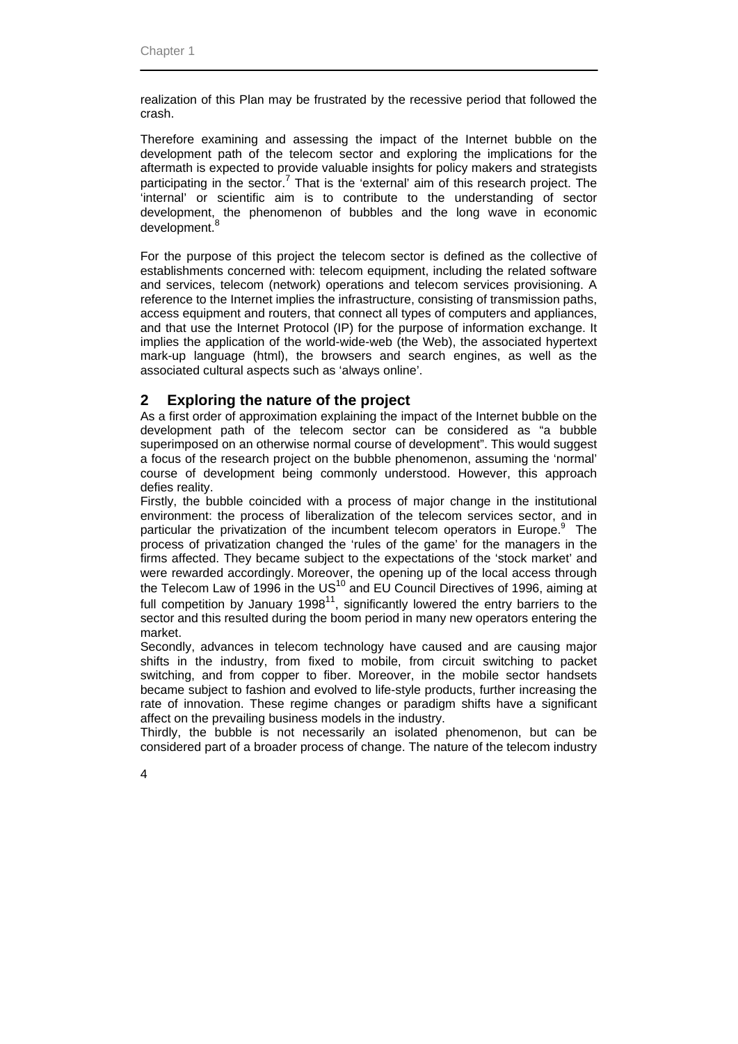realization of this Plan may be frustrated by the recessive period that followed the crash.

Therefore examining and assessing the impact of the Internet bubble on the development path of the telecom sector and exploring the implications for the aftermath is expected to provide valuable insights for policy makers and strategists participating in the sector.[7] That is the 'external' aim of this research project. The 'internal' or scientific aim is to contribute to the understanding of sector development, the phenomenon of bubbles and the long wave in economic development.[8]

For the purpose of this project the telecom sector is defined as the collective of establishments concerned with: telecom equipment, including the related software and services, telecom (network) operations and telecom services provisioning. A reference to the Internet implies the infrastructure, consisting of transmission paths, access equipment and routers, that connect all types of computers and appliances, and that use the Internet Protocol (IP) for the purpose of information exchange. It implies the application of the world-wide-web (the Web), the associated hypertext mark-up language (html), the browsers and search engines, as well as the associated cultural aspects such as 'always online'.

## 2 Exploring the nature of the project

As a first order of approximation explaining the impact of the Internet bubble on the development path of the telecom sector can be considered as "a bubble superimposed on an otherwise normal course of development". This would suggest a focus of the research project on the bubble phenomenon, assuming the 'normal' course of development being commonly understood. However, this approach defies reality.

Firstly, the bubble coincided with a process of major change in the institutional environment: the process of liberalization of the telecom services sector, and in particular the privatization of the incumbent telecom operators in Europe.[9] The process of privatization changed the 'rules of the game' for the managers in the firms affected. They became subject to the expectations of the 'stock market' and were rewarded accordingly. Moreover, the opening up of the local access through the Telecom Law of 1996 in the US[10] and EU Council Directives of 1996, aiming at full competition by January 1998[11], significantly lowered the entry barriers to the sector and this resulted during the boom period in many new operators entering the market.

Secondly, advances in telecom technology have caused and are causing major shifts in the industry, from fixed to mobile, from circuit switching to packet switching, and from copper to fiber. Moreover, in the mobile sector handsets became subject to fashion and evolved to life-style products, further increasing the rate of innovation. These regime changes or paradigm shifts have a significant affect on the prevailing business models in the industry.

Thirdly, the bubble is not necessarily an isolated phenomenon, but can be considered part of a broader process of change. The nature of the telecom industry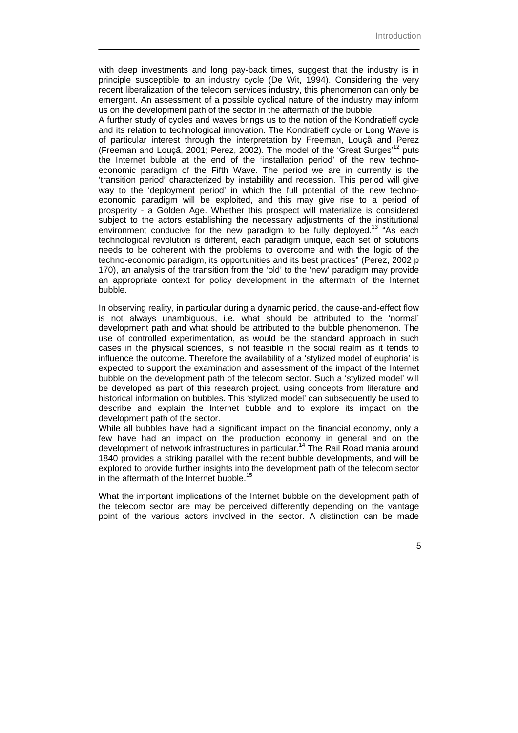with deep investments and long pay-back times, suggest that the industry is in principle susceptible to an industry cycle (De Wit, 1994). Considering the very recent liberalization of the telecom services industry, this phenomenon can only be emergent. An assessment of a possible cyclical nature of the industry may inform us on the development path of the sector in the aftermath of the bubble.

A further study of cycles and waves brings us to the notion of the Kondratieff cycle and its relation to technological innovation. The Kondratieff cycle or Long Wave is of particular interest through the interpretation by Freeman, Louçã and Perez (Freeman and Louçã, 2001; Perez, 2002). The model of the 'Great Surges'[12] puts the Internet bubble at the end of the 'installation period' of the new techno-economic paradigm of the Fifth Wave. The period we are in currently is the 'transition period' characterized by instability and recession. This period will give way to the 'deployment period' in which the full potential of the new techno-economic paradigm will be exploited, and this may give rise to a period of prosperity - a Golden Age. Whether this prospect will materialize is considered subject to the actors establishing the necessary adjustments of the institutional environment conducive for the new paradigm to be fully deployed.[13] "As each technological revolution is different, each paradigm unique, each set of solutions needs to be coherent with the problems to overcome and with the logic of the techno-economic paradigm, its opportunities and its best practices" (Perez, 2002 p 170), an analysis of the transition from the 'old' to the 'new' paradigm may provide an appropriate context for policy development in the aftermath of the Internet bubble.

In observing reality, in particular during a dynamic period, the cause-and-effect flow is not always unambiguous, i.e. what should be attributed to the 'normal' development path and what should be attributed to the bubble phenomenon. The use of controlled experimentation, as would be the standard approach in such cases in the physical sciences, is not feasible in the social realm as it tends to influence the outcome. Therefore the availability of a 'stylized model of euphoria' is expected to support the examination and assessment of the impact of the Internet bubble on the development path of the telecom sector. Such a 'stylized model' will be developed as part of this research project, using concepts from literature and historical information on bubbles. This 'stylized model' can subsequently be used to describe and explain the Internet bubble and to explore its impact on the development path of the sector.

While all bubbles have had a significant impact on the financial economy, only a few have had an impact on the production economy in general and on the development of network infrastructures in particular.[14] The Rail Road mania around 1840 provides a striking parallel with the recent bubble developments, and will be explored to provide further insights into the development path of the telecom sector in the aftermath of the Internet bubble.[15]

What the important implications of the Internet bubble on the development path of the telecom sector are may be perceived differently depending on the vantage point of the various actors involved in the sector. A distinction can be made